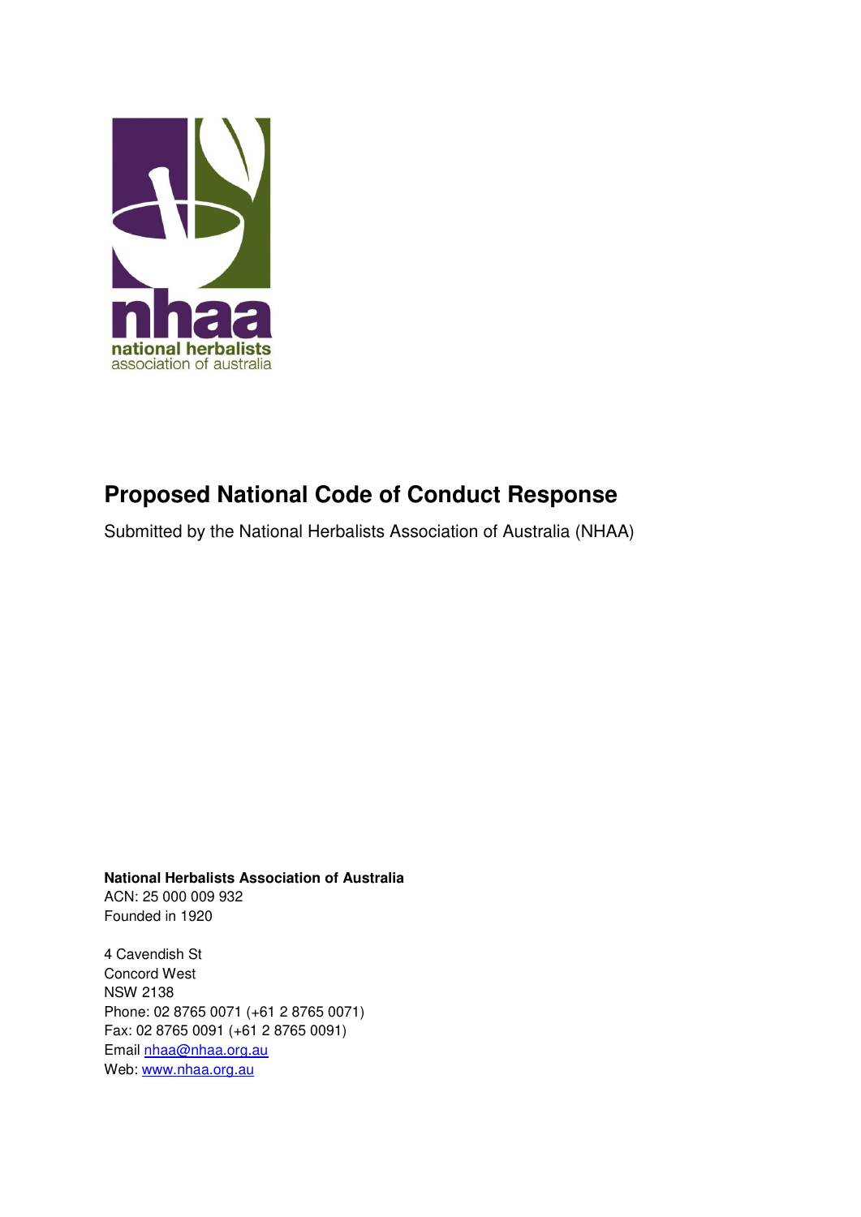nhaa
national herbalists
association of australia

# Proposed National Code of Conduct Response

Submitted by the National Herbalists Association of Australia (NHAA)

**National Herbalists Association of Australia**
ACN: 25 000 009 932
Founded in 1920

4 Cavendish St
Concord West
NSW 2138
Phone: 02 8765 0071 (+61 2 8765 0071)
Fax: 02 8765 0091 (+61 2 8765 0091)
Email nhaa@nhaa.org.au
Web: www.nhaa.org.au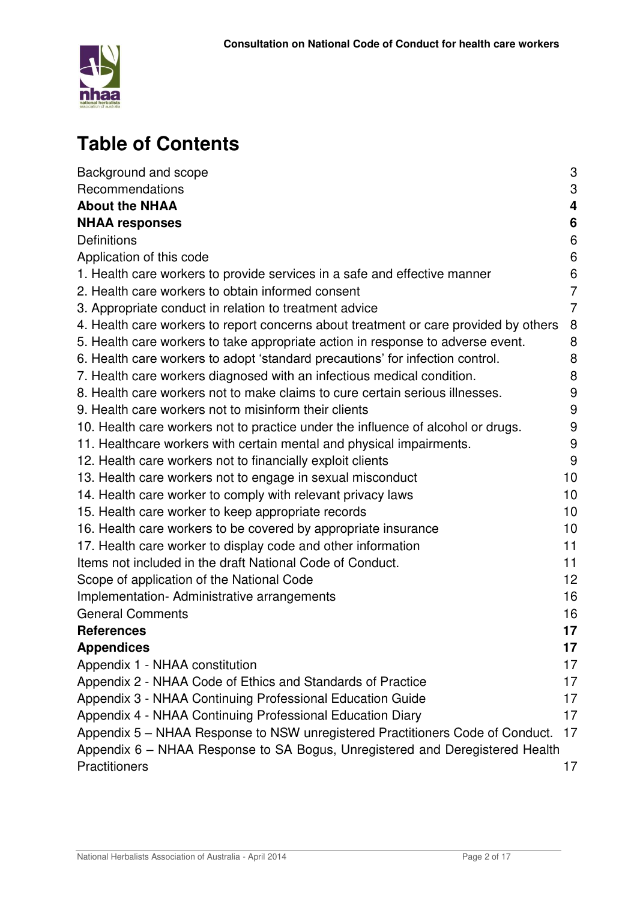# Table of Contents

| | |
|---|---|
| Background and scope | 3 |
| Recommendations | 3 |
| **About the NHAA** | **4** |
| **NHAA responses** | **6** |
| Definitions | 6 |
| Application of this code | 6 |
| 1. Health care workers to provide services in a safe and effective manner | 6 |
| 2. Health care workers to obtain informed consent | 7 |
| 3. Appropriate conduct in relation to treatment advice | 7 |
| 4. Health care workers to report concerns about treatment or care provided by others | 8 |
| 5. Health care workers to take appropriate action in response to adverse event. | 8 |
| 6. Health care workers to adopt 'standard precautions' for infection control. | 8 |
| 7. Health care workers diagnosed with an infectious medical condition. | 8 |
| 8. Health care workers not to make claims to cure certain serious illnesses. | 9 |
| 9. Health care workers not to misinform their clients | 9 |
| 10. Health care workers not to practice under the influence of alcohol or drugs. | 9 |
| 11. Healthcare workers with certain mental and physical impairments. | 9 |
| 12. Health care workers not to financially exploit clients | 9 |
| 13. Health care workers not to engage in sexual misconduct | 10 |
| 14. Health care worker to comply with relevant privacy laws | 10 |
| 15. Health care worker to keep appropriate records | 10 |
| 16. Health care workers to be covered by appropriate insurance | 10 |
| 17. Health care worker to display code and other information | 11 |
| Items not included in the draft National Code of Conduct. | 11 |
| Scope of application of the National Code | 12 |
| Implementation- Administrative arrangements | 16 |
| General Comments | 16 |
| **References** | **17** |
| **Appendices** | **17** |
| Appendix 1 - NHAA constitution | 17 |
| Appendix 2 - NHAA Code of Ethics and Standards of Practice | 17 |
| Appendix 3 - NHAA Continuing Professional Education Guide | 17 |
| Appendix 4 - NHAA Continuing Professional Education Diary | 17 |
| Appendix 5 – NHAA Response to NSW unregistered Practitioners Code of Conduct. | 17 |
| Appendix 6 – NHAA Response to SA Bogus, Unregistered and Deregistered Health Practitioners | 17 |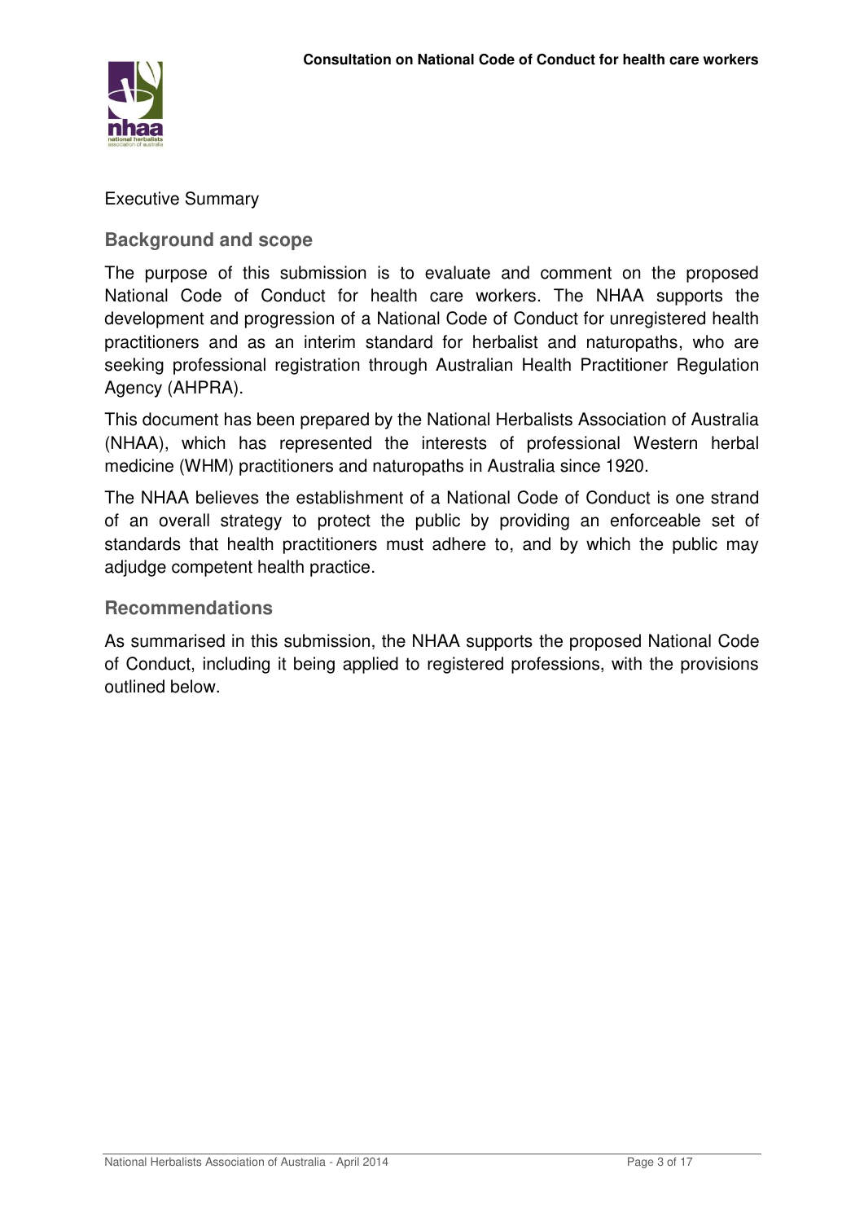Executive Summary

## Background and scope

The purpose of this submission is to evaluate and comment on the proposed National Code of Conduct for health care workers. The NHAA supports the development and progression of a National Code of Conduct for unregistered health practitioners and as an interim standard for herbalist and naturopaths, who are seeking professional registration through Australian Health Practitioner Regulation Agency (AHPRA).

This document has been prepared by the National Herbalists Association of Australia (NHAA), which has represented the interests of professional Western herbal medicine (WHM) practitioners and naturopaths in Australia since 1920.

The NHAA believes the establishment of a National Code of Conduct is one strand of an overall strategy to protect the public by providing an enforceable set of standards that health practitioners must adhere to, and by which the public may adjudge competent health practice.

## Recommendations

As summarised in this submission, the NHAA supports the proposed National Code of Conduct, including it being applied to registered professions, with the provisions outlined below.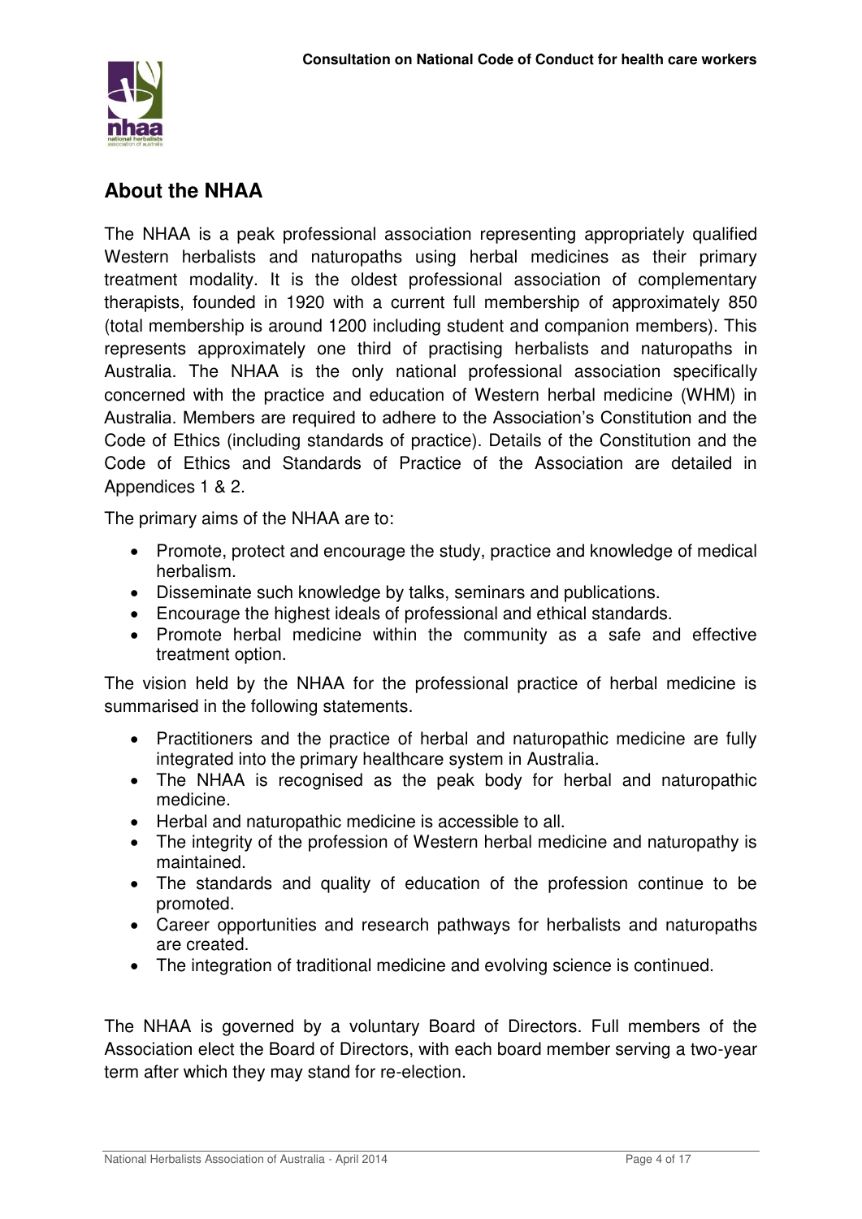## About the NHAA

The NHAA is a peak professional association representing appropriately qualified Western herbalists and naturopaths using herbal medicines as their primary treatment modality. It is the oldest professional association of complementary therapists, founded in 1920 with a current full membership of approximately 850 (total membership is around 1200 including student and companion members). This represents approximately one third of practising herbalists and naturopaths in Australia. The NHAA is the only national professional association specifically concerned with the practice and education of Western herbal medicine (WHM) in Australia. Members are required to adhere to the Association's Constitution and the Code of Ethics (including standards of practice). Details of the Constitution and the Code of Ethics and Standards of Practice of the Association are detailed in Appendices 1 & 2.

The primary aims of the NHAA are to:

- Promote, protect and encourage the study, practice and knowledge of medical herbalism.
- Disseminate such knowledge by talks, seminars and publications.
- Encourage the highest ideals of professional and ethical standards.
- Promote herbal medicine within the community as a safe and effective treatment option.

The vision held by the NHAA for the professional practice of herbal medicine is summarised in the following statements.

- Practitioners and the practice of herbal and naturopathic medicine are fully integrated into the primary healthcare system in Australia.
- The NHAA is recognised as the peak body for herbal and naturopathic medicine.
- Herbal and naturopathic medicine is accessible to all.
- The integrity of the profession of Western herbal medicine and naturopathy is maintained.
- The standards and quality of education of the profession continue to be promoted.
- Career opportunities and research pathways for herbalists and naturopaths are created.
- The integration of traditional medicine and evolving science is continued.

The NHAA is governed by a voluntary Board of Directors. Full members of the Association elect the Board of Directors, with each board member serving a two-year term after which they may stand for re-election.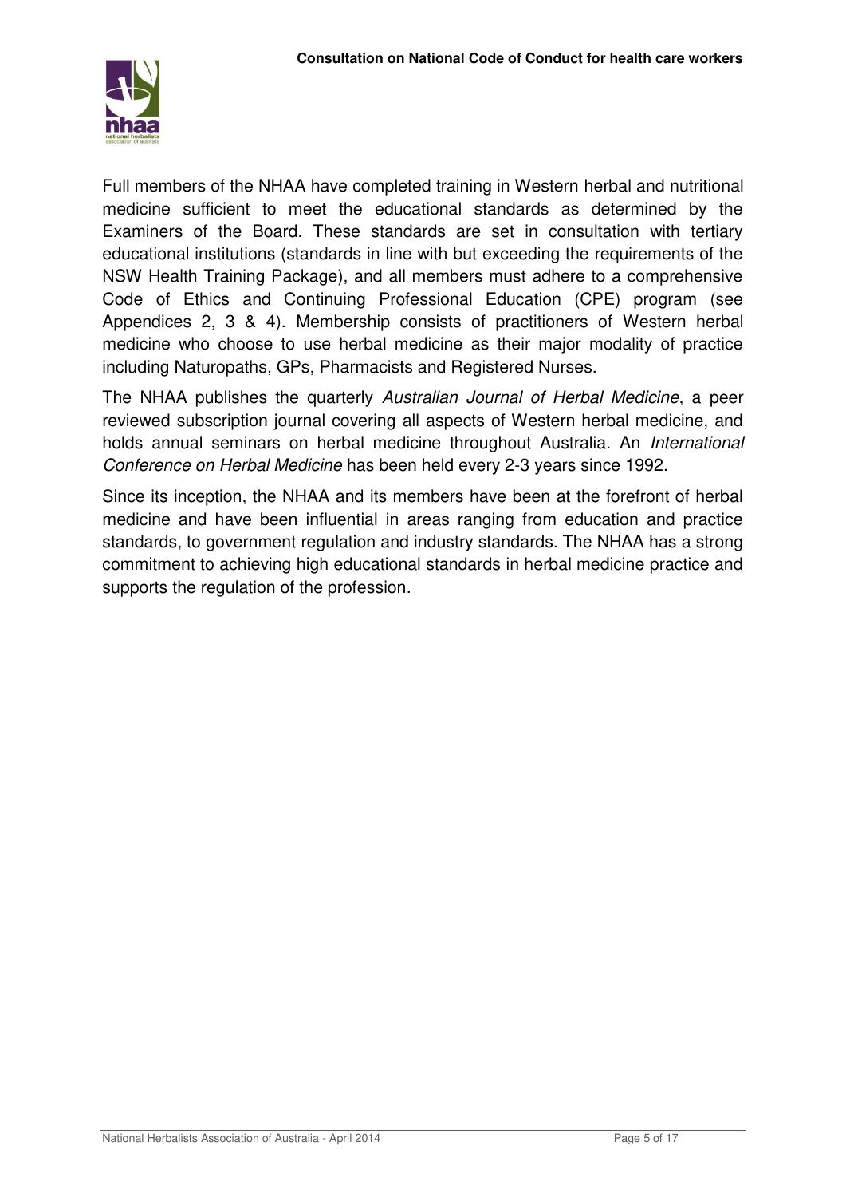Full members of the NHAA have completed training in Western herbal and nutritional medicine sufficient to meet the educational standards as determined by the Examiners of the Board. These standards are set in consultation with tertiary educational institutions (standards in line with but exceeding the requirements of the NSW Health Training Package), and all members must adhere to a comprehensive Code of Ethics and Continuing Professional Education (CPE) program (see Appendices 2, 3 & 4). Membership consists of practitioners of Western herbal medicine who choose to use herbal medicine as their major modality of practice including Naturopaths, GPs, Pharmacists and Registered Nurses.

The NHAA publishes the quarterly *Australian Journal of Herbal Medicine*, a peer reviewed subscription journal covering all aspects of Western herbal medicine, and holds annual seminars on herbal medicine throughout Australia. An *International Conference on Herbal Medicine* has been held every 2-3 years since 1992.

Since its inception, the NHAA and its members have been at the forefront of herbal medicine and have been influential in areas ranging from education and practice standards, to government regulation and industry standards. The NHAA has a strong commitment to achieving high educational standards in herbal medicine practice and supports the regulation of the profession.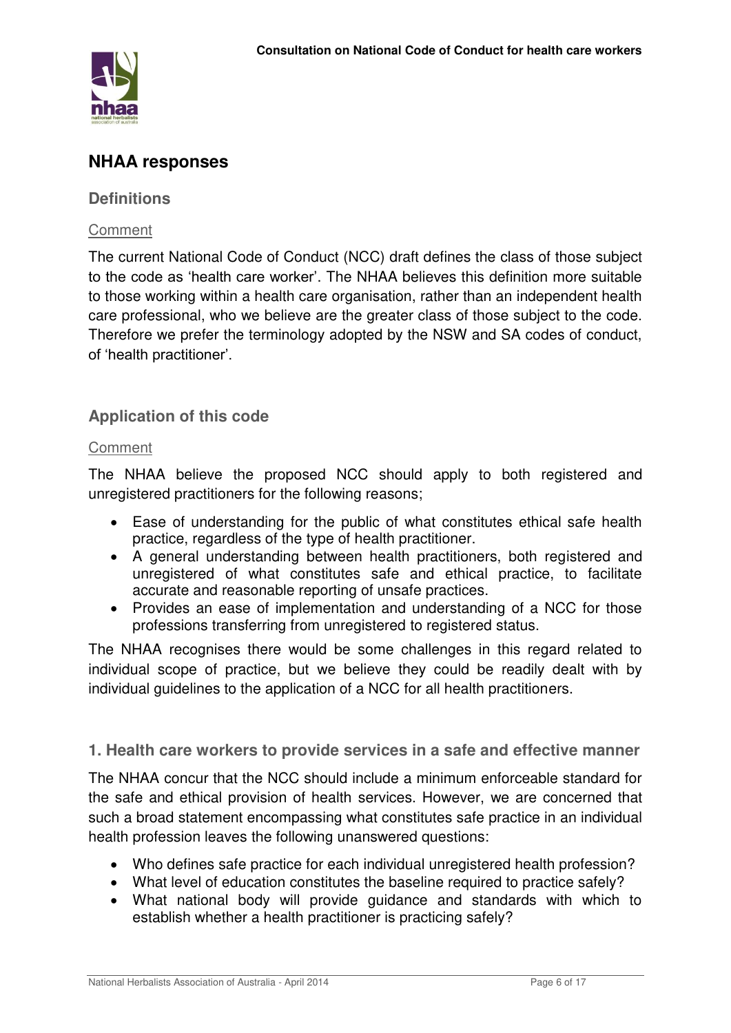## NHAA responses

### Definitions

Comment

The current National Code of Conduct (NCC) draft defines the class of those subject to the code as 'health care worker'. The NHAA believes this definition more suitable to those working within a health care organisation, rather than an independent health care professional, who we believe are the greater class of those subject to the code. Therefore we prefer the terminology adopted by the NSW and SA codes of conduct, of 'health practitioner'.

### Application of this code

Comment

The NHAA believe the proposed NCC should apply to both registered and unregistered practitioners for the following reasons;

- Ease of understanding for the public of what constitutes ethical safe health practice, regardless of the type of health practitioner.
- A general understanding between health practitioners, both registered and unregistered of what constitutes safe and ethical practice, to facilitate accurate and reasonable reporting of unsafe practices.
- Provides an ease of implementation and understanding of a NCC for those professions transferring from unregistered to registered status.

The NHAA recognises there would be some challenges in this regard related to individual scope of practice, but we believe they could be readily dealt with by individual guidelines to the application of a NCC for all health practitioners.

### 1. Health care workers to provide services in a safe and effective manner

The NHAA concur that the NCC should include a minimum enforceable standard for the safe and ethical provision of health services. However, we are concerned that such a broad statement encompassing what constitutes safe practice in an individual health profession leaves the following unanswered questions:

- Who defines safe practice for each individual unregistered health profession?
- What level of education constitutes the baseline required to practice safely?
- What national body will provide guidance and standards with which to establish whether a health practitioner is practicing safely?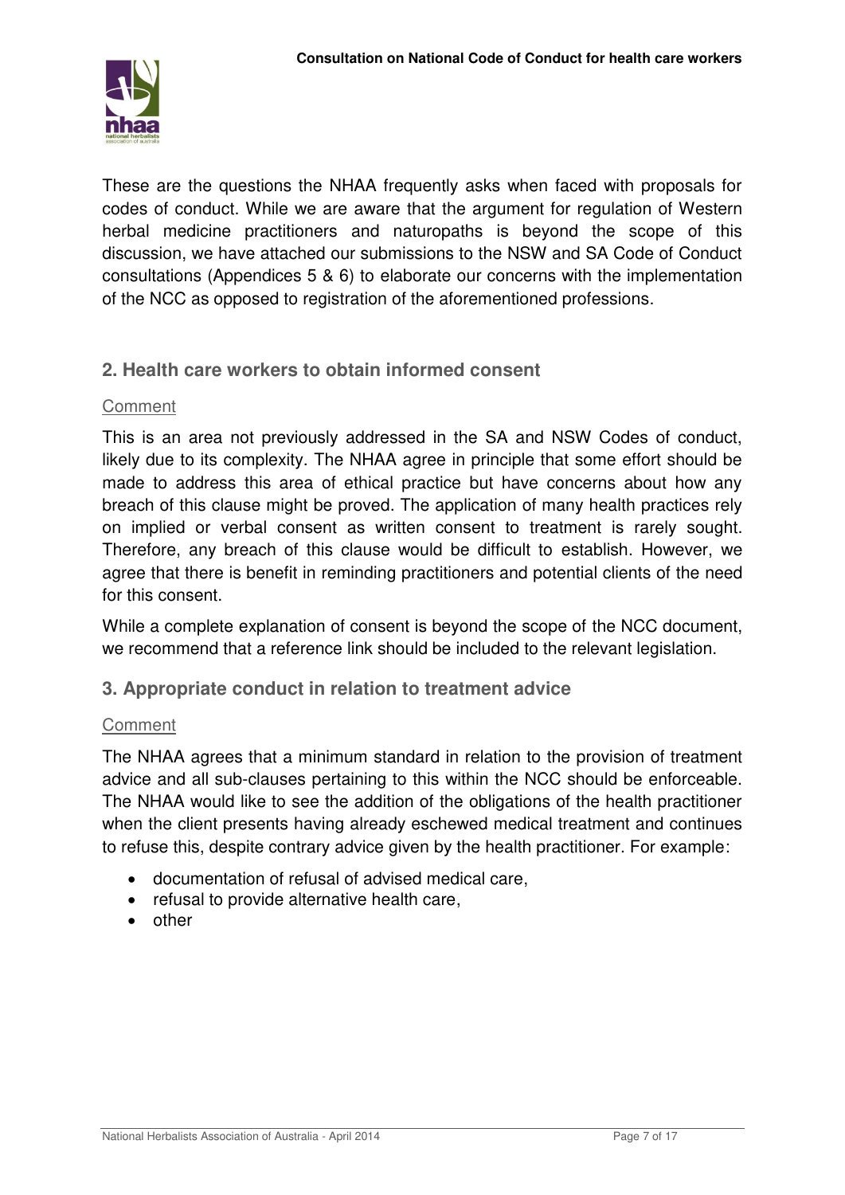These are the questions the NHAA frequently asks when faced with proposals for codes of conduct. While we are aware that the argument for regulation of Western herbal medicine practitioners and naturopaths is beyond the scope of this discussion, we have attached our submissions to the NSW and SA Code of Conduct consultations (Appendices 5 & 6) to elaborate our concerns with the implementation of the NCC as opposed to registration of the aforementioned professions.

## 2. Health care workers to obtain informed consent

Comment

This is an area not previously addressed in the SA and NSW Codes of conduct, likely due to its complexity. The NHAA agree in principle that some effort should be made to address this area of ethical practice but have concerns about how any breach of this clause might be proved. The application of many health practices rely on implied or verbal consent as written consent to treatment is rarely sought. Therefore, any breach of this clause would be difficult to establish. However, we agree that there is benefit in reminding practitioners and potential clients of the need for this consent.

While a complete explanation of consent is beyond the scope of the NCC document, we recommend that a reference link should be included to the relevant legislation.

## 3. Appropriate conduct in relation to treatment advice

Comment

The NHAA agrees that a minimum standard in relation to the provision of treatment advice and all sub-clauses pertaining to this within the NCC should be enforceable. The NHAA would like to see the addition of the obligations of the health practitioner when the client presents having already eschewed medical treatment and continues to refuse this, despite contrary advice given by the health practitioner. For example:

- documentation of refusal of advised medical care,
- refusal to provide alternative health care,
- other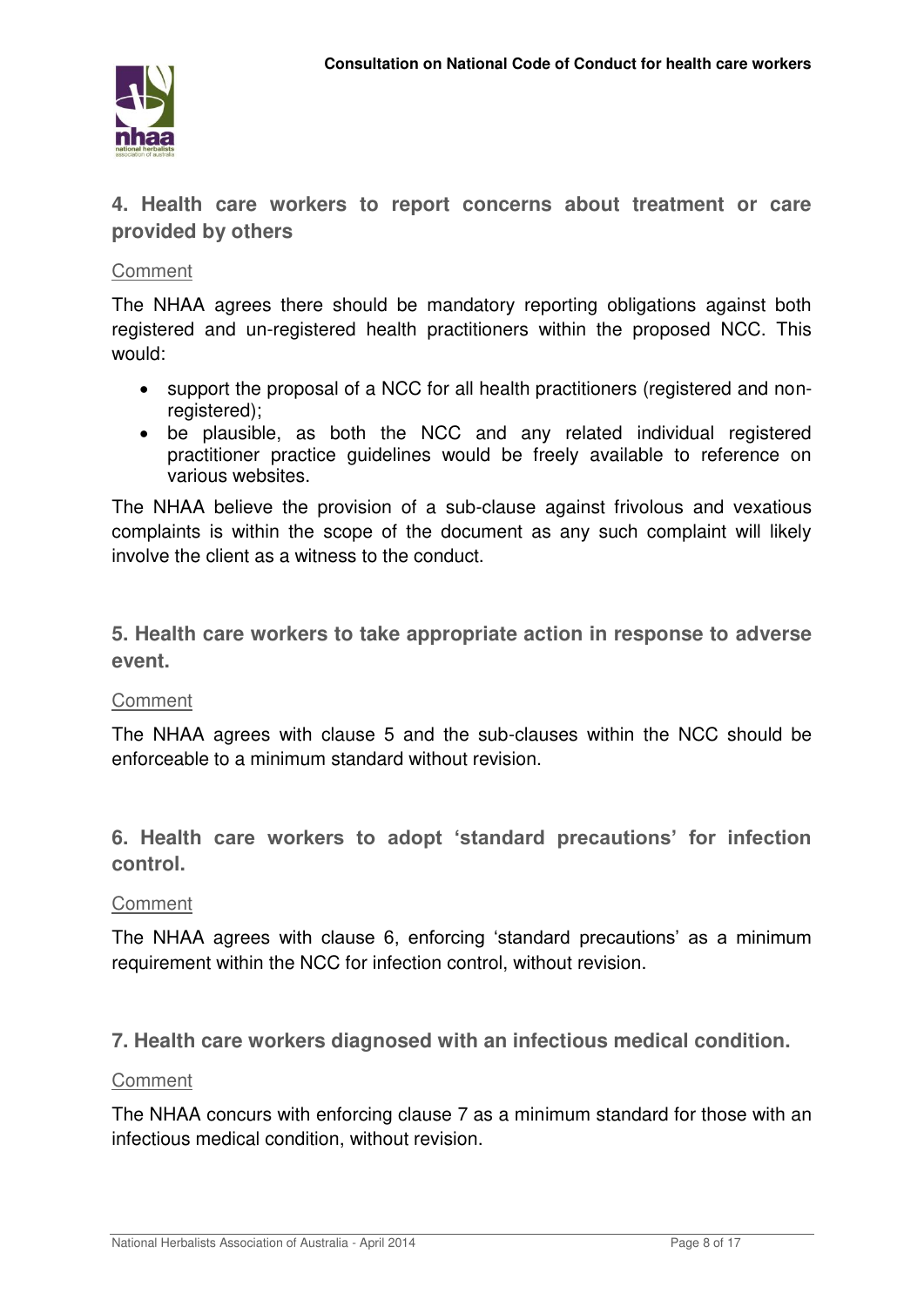## 4. Health care workers to report concerns about treatment or care provided by others

Comment

The NHAA agrees there should be mandatory reporting obligations against both registered and un-registered health practitioners within the proposed NCC. This would:

- support the proposal of a NCC for all health practitioners (registered and non-registered);
- be plausible, as both the NCC and any related individual registered practitioner practice guidelines would be freely available to reference on various websites.

The NHAA believe the provision of a sub-clause against frivolous and vexatious complaints is within the scope of the document as any such complaint will likely involve the client as a witness to the conduct.

## 5. Health care workers to take appropriate action in response to adverse event.

Comment

The NHAA agrees with clause 5 and the sub-clauses within the NCC should be enforceable to a minimum standard without revision.

## 6. Health care workers to adopt 'standard precautions' for infection control.

Comment

The NHAA agrees with clause 6, enforcing 'standard precautions' as a minimum requirement within the NCC for infection control, without revision.

## 7. Health care workers diagnosed with an infectious medical condition.

Comment

The NHAA concurs with enforcing clause 7 as a minimum standard for those with an infectious medical condition, without revision.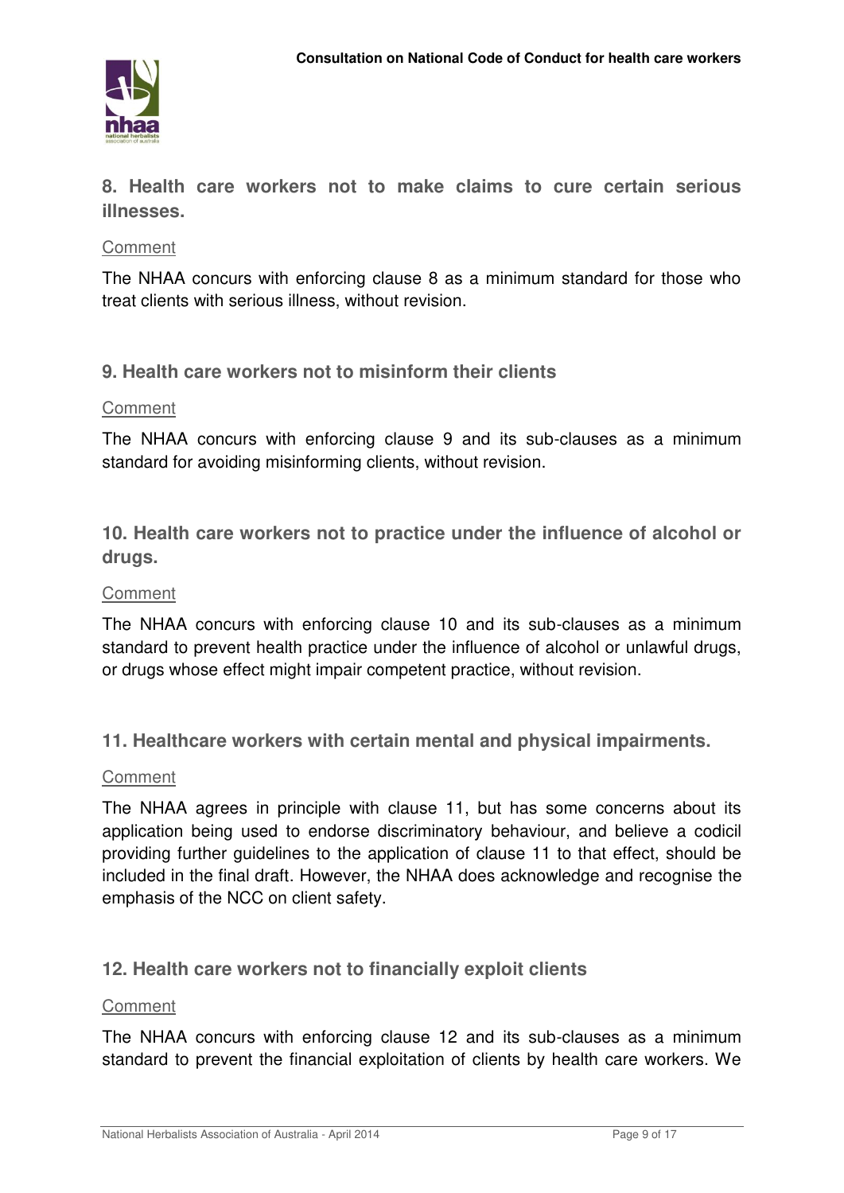### 8. Health care workers not to make claims to cure certain serious illnesses.

Comment

The NHAA concurs with enforcing clause 8 as a minimum standard for those who treat clients with serious illness, without revision.

### 9. Health care workers not to misinform their clients

Comment

The NHAA concurs with enforcing clause 9 and its sub-clauses as a minimum standard for avoiding misinforming clients, without revision.

### 10. Health care workers not to practice under the influence of alcohol or drugs.

Comment

The NHAA concurs with enforcing clause 10 and its sub-clauses as a minimum standard to prevent health practice under the influence of alcohol or unlawful drugs, or drugs whose effect might impair competent practice, without revision.

### 11. Healthcare workers with certain mental and physical impairments.

Comment

The NHAA agrees in principle with clause 11, but has some concerns about its application being used to endorse discriminatory behaviour, and believe a codicil providing further guidelines to the application of clause 11 to that effect, should be included in the final draft. However, the NHAA does acknowledge and recognise the emphasis of the NCC on client safety.

### 12. Health care workers not to financially exploit clients

Comment

The NHAA concurs with enforcing clause 12 and its sub-clauses as a minimum standard to prevent the financial exploitation of clients by health care workers. We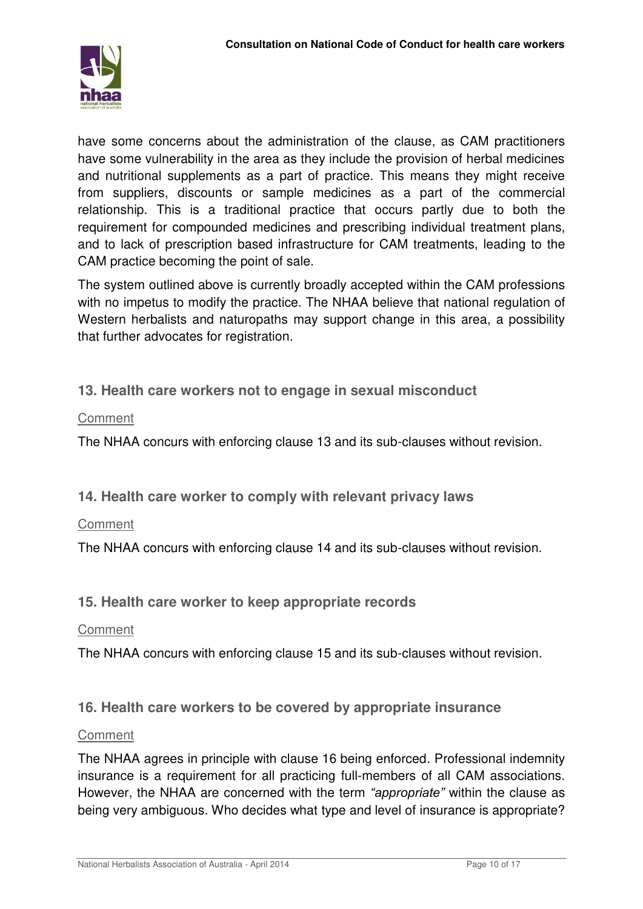have some concerns about the administration of the clause, as CAM practitioners have some vulnerability in the area as they include the provision of herbal medicines and nutritional supplements as a part of practice. This means they might receive from suppliers, discounts or sample medicines as a part of the commercial relationship. This is a traditional practice that occurs partly due to both the requirement for compounded medicines and prescribing individual treatment plans, and to lack of prescription based infrastructure for CAM treatments, leading to the CAM practice becoming the point of sale.

The system outlined above is currently broadly accepted within the CAM professions with no impetus to modify the practice. The NHAA believe that national regulation of Western herbalists and naturopaths may support change in this area, a possibility that further advocates for registration.

### 13. Health care workers not to engage in sexual misconduct

Comment

The NHAA concurs with enforcing clause 13 and its sub-clauses without revision.

### 14. Health care worker to comply with relevant privacy laws

Comment

The NHAA concurs with enforcing clause 14 and its sub-clauses without revision.

### 15. Health care worker to keep appropriate records

Comment

The NHAA concurs with enforcing clause 15 and its sub-clauses without revision.

### 16. Health care workers to be covered by appropriate insurance

Comment

The NHAA agrees in principle with clause 16 being enforced. Professional indemnity insurance is a requirement for all practicing full-members of all CAM associations. However, the NHAA are concerned with the term *"appropriate"* within the clause as being very ambiguous. Who decides what type and level of insurance is appropriate?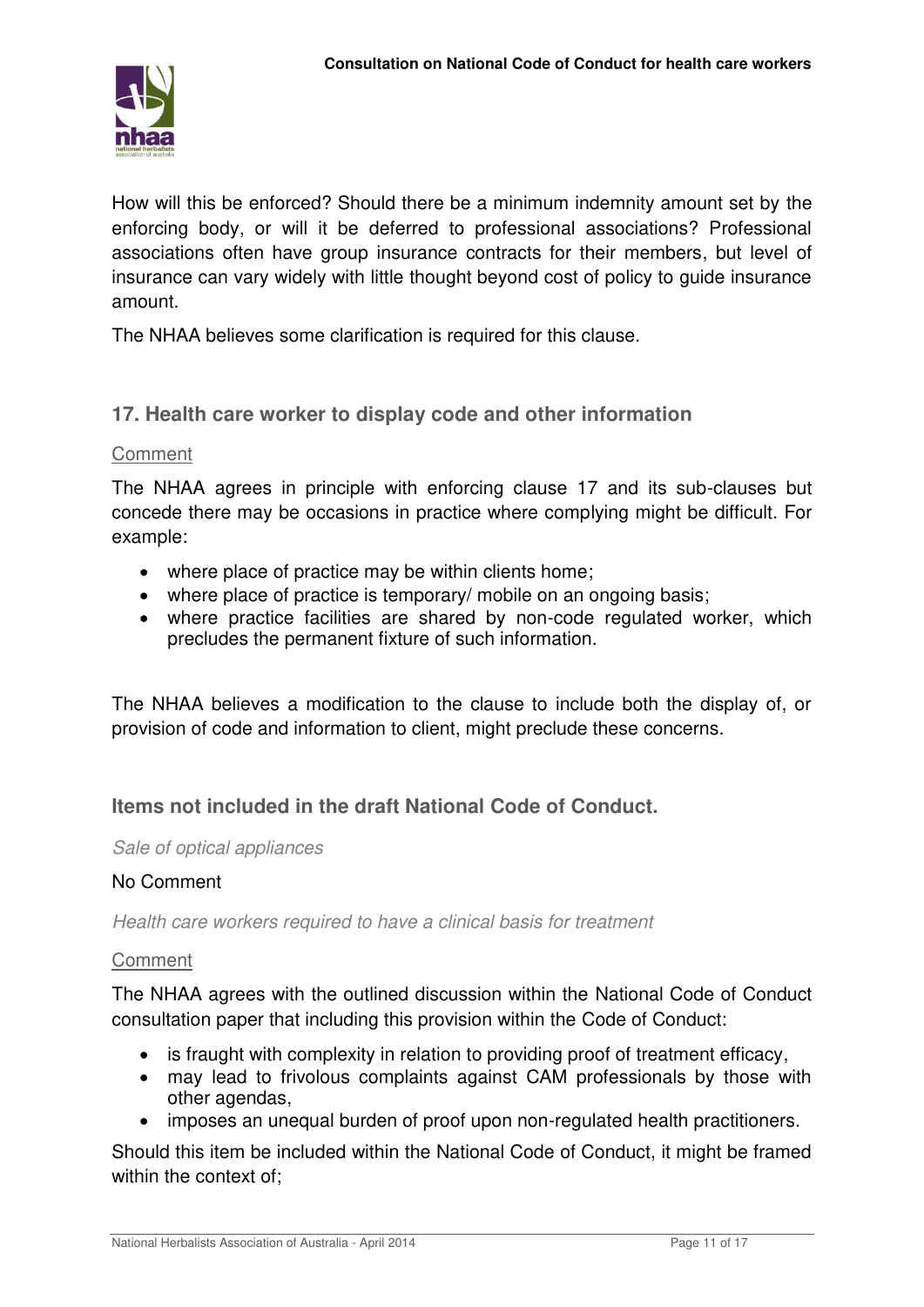How will this be enforced? Should there be a minimum indemnity amount set by the enforcing body, or will it be deferred to professional associations? Professional associations often have group insurance contracts for their members, but level of insurance can vary widely with little thought beyond cost of policy to guide insurance amount.

The NHAA believes some clarification is required for this clause.

## 17. Health care worker to display code and other information

Comment

The NHAA agrees in principle with enforcing clause 17 and its sub-clauses but concede there may be occasions in practice where complying might be difficult. For example:

- where place of practice may be within clients home;
- where place of practice is temporary/ mobile on an ongoing basis;
- where practice facilities are shared by non-code regulated worker, which precludes the permanent fixture of such information.

The NHAA believes a modification to the clause to include both the display of, or provision of code and information to client, might preclude these concerns.

## Items not included in the draft National Code of Conduct.

*Sale of optical appliances*

No Comment

*Health care workers required to have a clinical basis for treatment*

Comment

The NHAA agrees with the outlined discussion within the National Code of Conduct consultation paper that including this provision within the Code of Conduct:

- is fraught with complexity in relation to providing proof of treatment efficacy,
- may lead to frivolous complaints against CAM professionals by those with other agendas,
- imposes an unequal burden of proof upon non-regulated health practitioners.

Should this item be included within the National Code of Conduct, it might be framed within the context of;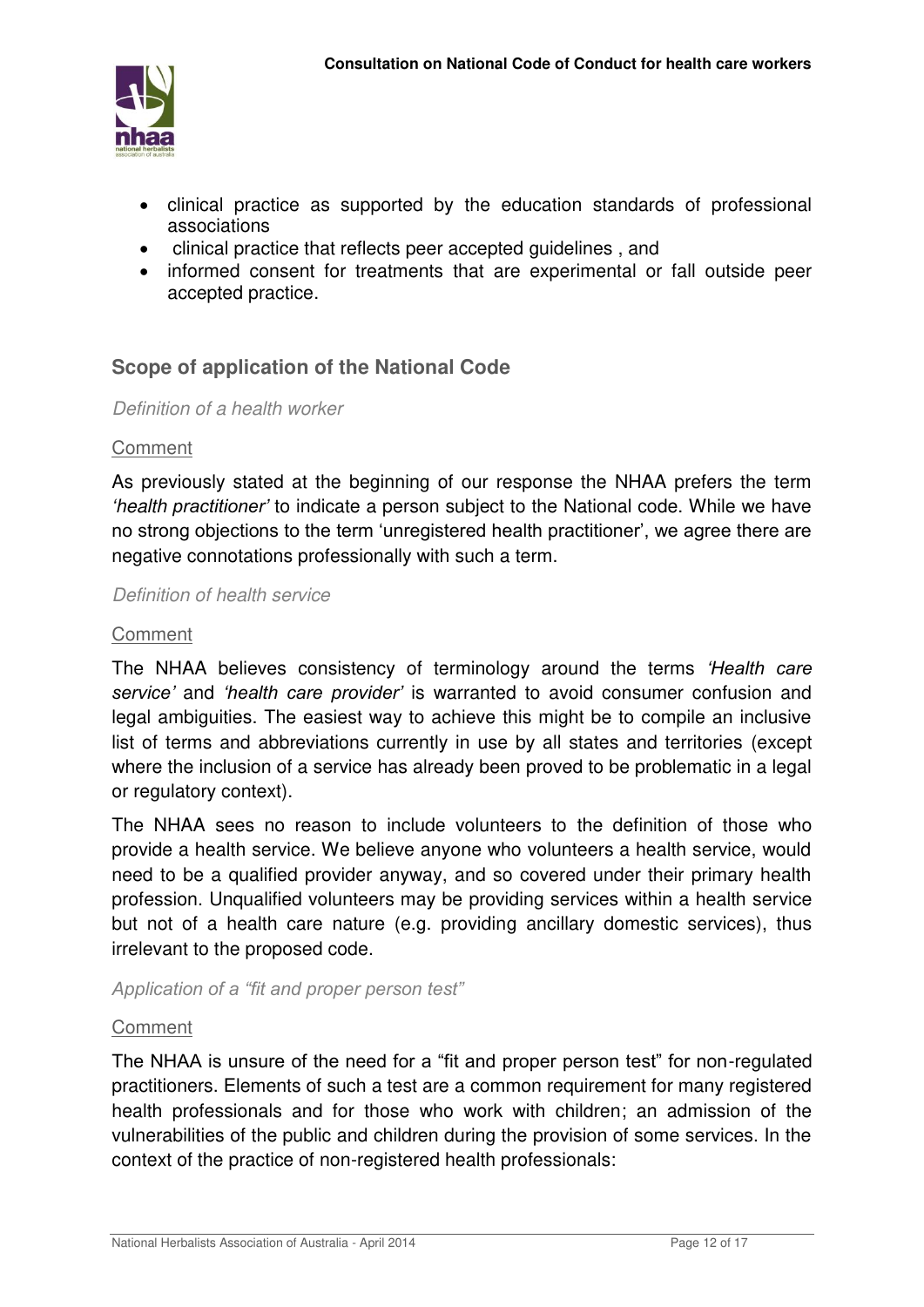- clinical practice as supported by the education standards of professional associations
- clinical practice that reflects peer accepted guidelines , and
- informed consent for treatments that are experimental or fall outside peer accepted practice.

## Scope of application of the National Code

*Definition of a health worker*

Comment

As previously stated at the beginning of our response the NHAA prefers the term *'health practitioner'* to indicate a person subject to the National code. While we have no strong objections to the term 'unregistered health practitioner', we agree there are negative connotations professionally with such a term.

*Definition of health service*

Comment

The NHAA believes consistency of terminology around the terms *'Health care service'* and *'health care provider'* is warranted to avoid consumer confusion and legal ambiguities. The easiest way to achieve this might be to compile an inclusive list of terms and abbreviations currently in use by all states and territories (except where the inclusion of a service has already been proved to be problematic in a legal or regulatory context).

The NHAA sees no reason to include volunteers to the definition of those who provide a health service. We believe anyone who volunteers a health service, would need to be a qualified provider anyway, and so covered under their primary health profession. Unqualified volunteers may be providing services within a health service but not of a health care nature (e.g. providing ancillary domestic services), thus irrelevant to the proposed code.

*Application of a "fit and proper person test"*

Comment

The NHAA is unsure of the need for a "fit and proper person test" for non-regulated practitioners. Elements of such a test are a common requirement for many registered health professionals and for those who work with children; an admission of the vulnerabilities of the public and children during the provision of some services. In the context of the practice of non-registered health professionals: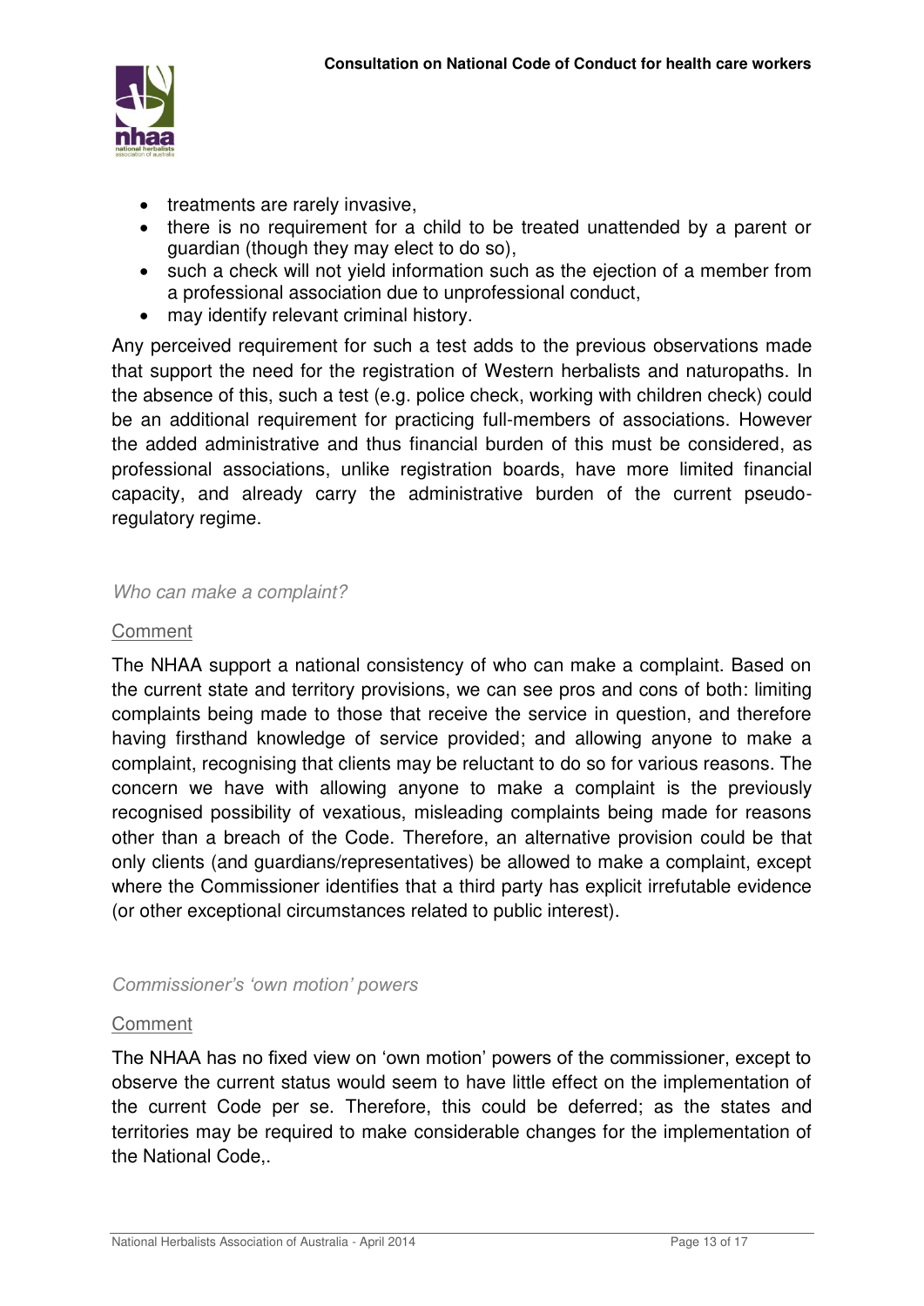- treatments are rarely invasive,
- there is no requirement for a child to be treated unattended by a parent or guardian (though they may elect to do so),
- such a check will not yield information such as the ejection of a member from a professional association due to unprofessional conduct,
- may identify relevant criminal history.

Any perceived requirement for such a test adds to the previous observations made that support the need for the registration of Western herbalists and naturopaths. In the absence of this, such a test (e.g. police check, working with children check) could be an additional requirement for practicing full-members of associations. However the added administrative and thus financial burden of this must be considered, as professional associations, unlike registration boards, have more limited financial capacity, and already carry the administrative burden of the current pseudo-regulatory regime.

*Who can make a complaint?*

<u>Comment</u>

The NHAA support a national consistency of who can make a complaint. Based on the current state and territory provisions, we can see pros and cons of both: limiting complaints being made to those that receive the service in question, and therefore having firsthand knowledge of service provided; and allowing anyone to make a complaint, recognising that clients may be reluctant to do so for various reasons. The concern we have with allowing anyone to make a complaint is the previously recognised possibility of vexatious, misleading complaints being made for reasons other than a breach of the Code. Therefore, an alternative provision could be that only clients (and guardians/representatives) be allowed to make a complaint, except where the Commissioner identifies that a third party has explicit irrefutable evidence (or other exceptional circumstances related to public interest).

*Commissioner's 'own motion' powers*

<u>Comment</u>

The NHAA has no fixed view on 'own motion' powers of the commissioner, except to observe the current status would seem to have little effect on the implementation of the current Code per se. Therefore, this could be deferred; as the states and territories may be required to make considerable changes for the implementation of the National Code,.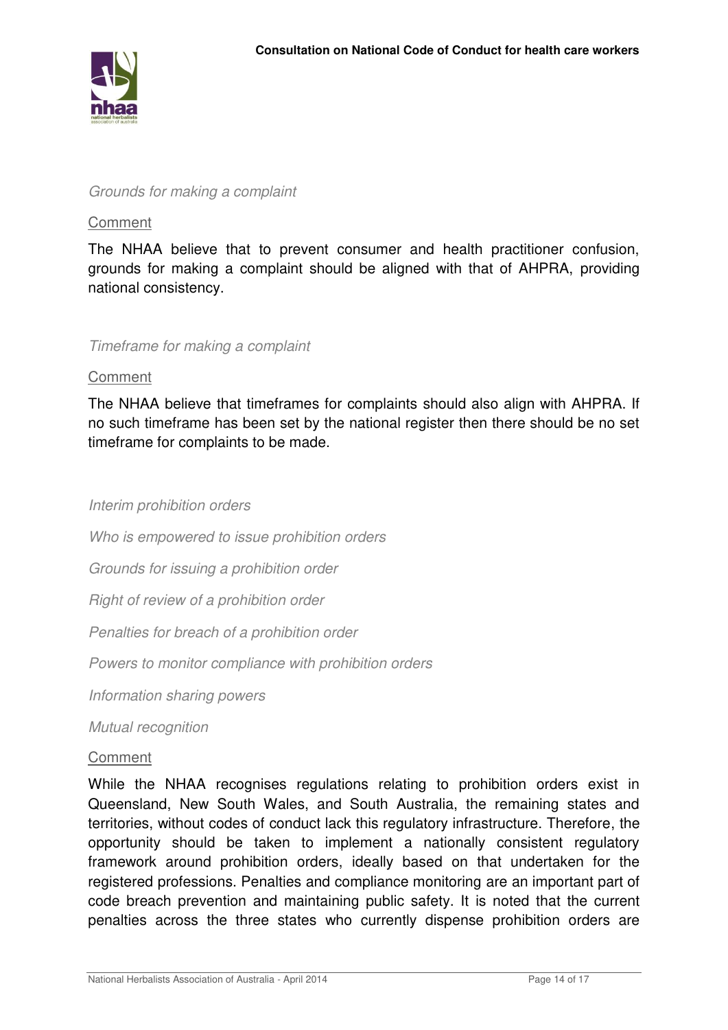*Grounds for making a complaint*

Comment

The NHAA believe that to prevent consumer and health practitioner confusion, grounds for making a complaint should be aligned with that of AHPRA, providing national consistency.

*Timeframe for making a complaint*

Comment

The NHAA believe that timeframes for complaints should also align with AHPRA. If no such timeframe has been set by the national register then there should be no set timeframe for complaints to be made.

*Interim prohibition orders*

*Who is empowered to issue prohibition orders*

*Grounds for issuing a prohibition order*

*Right of review of a prohibition order*

*Penalties for breach of a prohibition order*

*Powers to monitor compliance with prohibition orders*

*Information sharing powers*

*Mutual recognition*

Comment

While the NHAA recognises regulations relating to prohibition orders exist in Queensland, New South Wales, and South Australia, the remaining states and territories, without codes of conduct lack this regulatory infrastructure. Therefore, the opportunity should be taken to implement a nationally consistent regulatory framework around prohibition orders, ideally based on that undertaken for the registered professions. Penalties and compliance monitoring are an important part of code breach prevention and maintaining public safety. It is noted that the current penalties across the three states who currently dispense prohibition orders are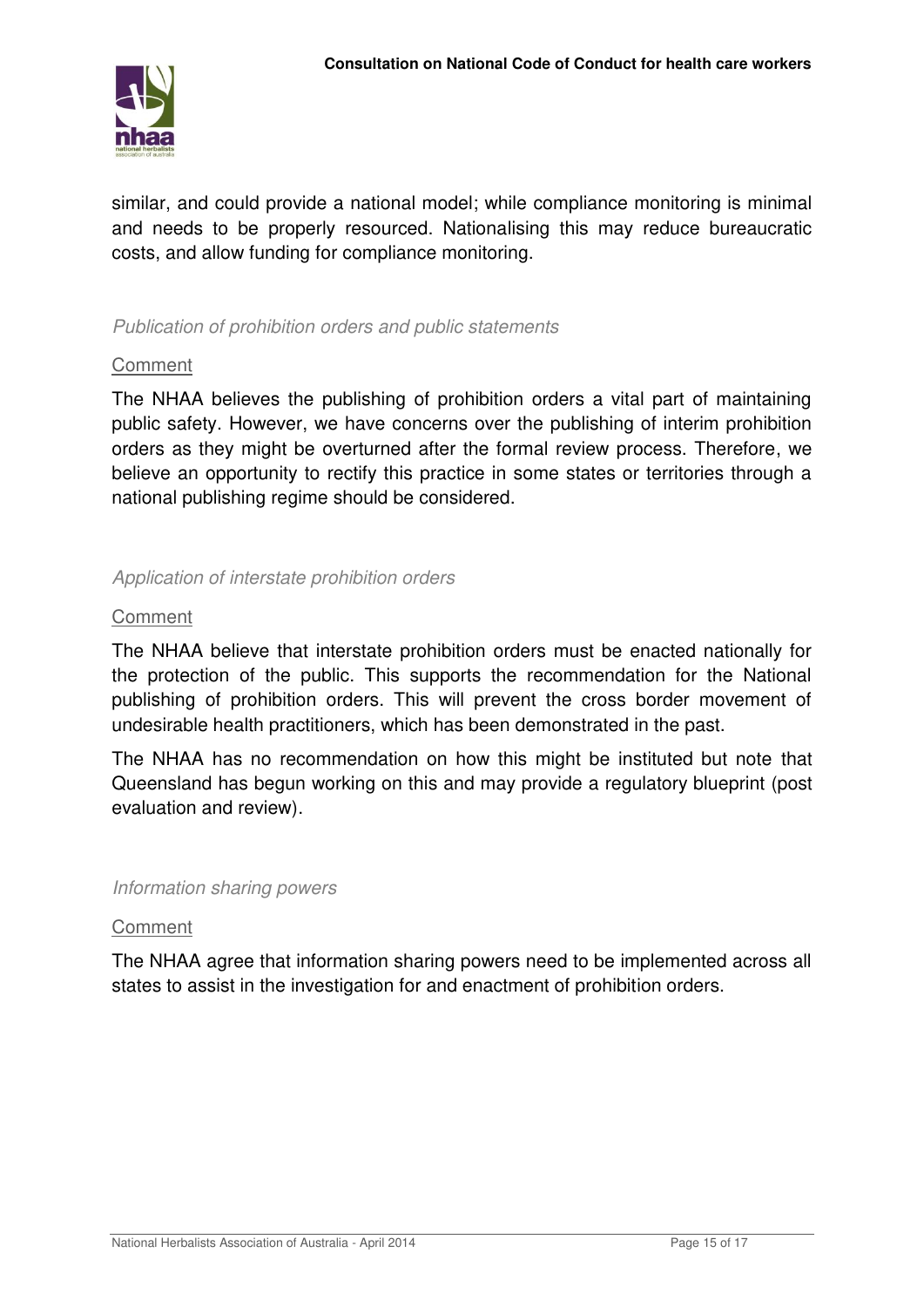similar, and could provide a national model; while compliance monitoring is minimal and needs to be properly resourced. Nationalising this may reduce bureaucratic costs, and allow funding for compliance monitoring.

*Publication of prohibition orders and public statements*

Comment

The NHAA believes the publishing of prohibition orders a vital part of maintaining public safety. However, we have concerns over the publishing of interim prohibition orders as they might be overturned after the formal review process. Therefore, we believe an opportunity to rectify this practice in some states or territories through a national publishing regime should be considered.

*Application of interstate prohibition orders*

Comment

The NHAA believe that interstate prohibition orders must be enacted nationally for the protection of the public. This supports the recommendation for the National publishing of prohibition orders. This will prevent the cross border movement of undesirable health practitioners, which has been demonstrated in the past.

The NHAA has no recommendation on how this might be instituted but note that Queensland has begun working on this and may provide a regulatory blueprint (post evaluation and review).

*Information sharing powers*

Comment

The NHAA agree that information sharing powers need to be implemented across all states to assist in the investigation for and enactment of prohibition orders.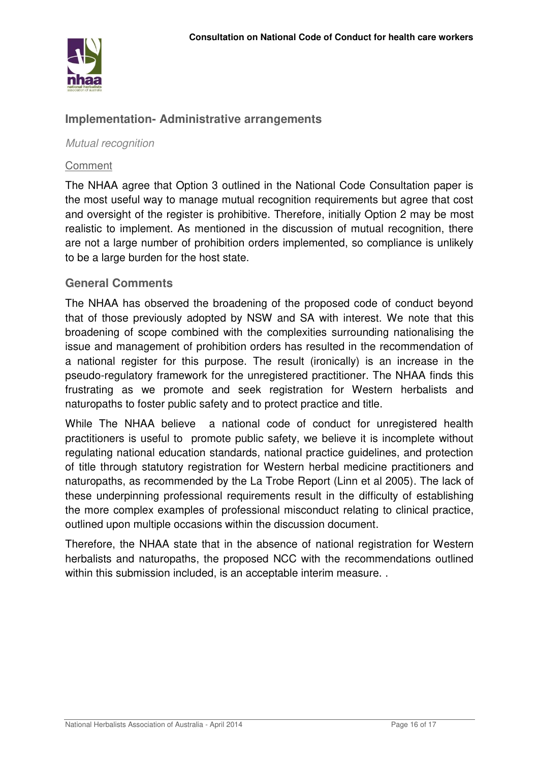## Implementation- Administrative arrangements

*Mutual recognition*

Comment

The NHAA agree that Option 3 outlined in the National Code Consultation paper is the most useful way to manage mutual recognition requirements but agree that cost and oversight of the register is prohibitive. Therefore, initially Option 2 may be most realistic to implement. As mentioned in the discussion of mutual recognition, there are not a large number of prohibition orders implemented, so compliance is unlikely to be a large burden for the host state.

## General Comments

The NHAA has observed the broadening of the proposed code of conduct beyond that of those previously adopted by NSW and SA with interest. We note that this broadening of scope combined with the complexities surrounding nationalising the issue and management of prohibition orders has resulted in the recommendation of a national register for this purpose. The result (ironically) is an increase in the pseudo-regulatory framework for the unregistered practitioner. The NHAA finds this frustrating as we promote and seek registration for Western herbalists and naturopaths to foster public safety and to protect practice and title.

While The NHAA believe a national code of conduct for unregistered health practitioners is useful to promote public safety, we believe it is incomplete without regulating national education standards, national practice guidelines, and protection of title through statutory registration for Western herbal medicine practitioners and naturopaths, as recommended by the La Trobe Report (Linn et al 2005). The lack of these underpinning professional requirements result in the difficulty of establishing the more complex examples of professional misconduct relating to clinical practice, outlined upon multiple occasions within the discussion document.

Therefore, the NHAA state that in the absence of national registration for Western herbalists and naturopaths, the proposed NCC with the recommendations outlined within this submission included, is an acceptable interim measure. .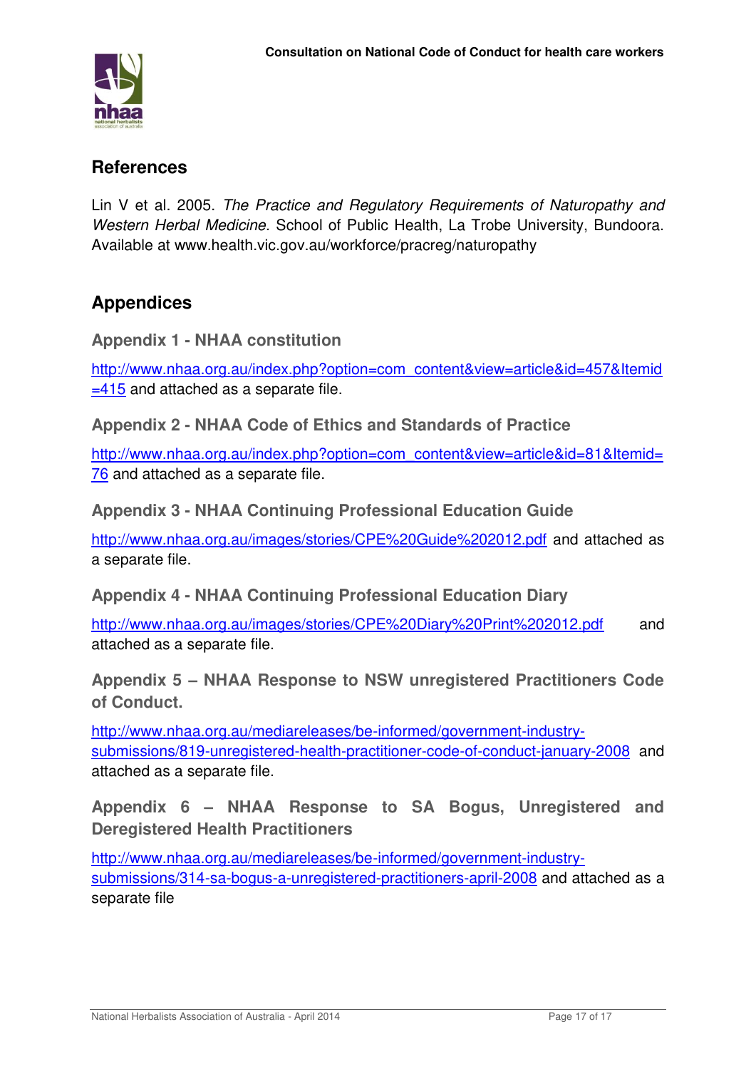## References

Lin V et al. 2005. *The Practice and Regulatory Requirements of Naturopathy and Western Herbal Medicine.* School of Public Health, La Trobe University, Bundoora. Available at www.health.vic.gov.au/workforce/pracreg/naturopathy

## Appendices

### Appendix 1 - NHAA constitution

http://www.nhaa.org.au/index.php?option=com_content&view=article&id=457&Itemid=415 and attached as a separate file.

### Appendix 2 - NHAA Code of Ethics and Standards of Practice

http://www.nhaa.org.au/index.php?option=com_content&view=article&id=81&Itemid=76 and attached as a separate file.

### Appendix 3 - NHAA Continuing Professional Education Guide

http://www.nhaa.org.au/images/stories/CPE%20Guide%202012.pdf and attached as a separate file.

### Appendix 4 - NHAA Continuing Professional Education Diary

http://www.nhaa.org.au/images/stories/CPE%20Diary%20Print%202012.pdf and attached as a separate file.

### Appendix 5 – NHAA Response to NSW unregistered Practitioners Code of Conduct.

http://www.nhaa.org.au/mediareleases/be-informed/government-industry-submissions/819-unregistered-health-practitioner-code-of-conduct-january-2008 and attached as a separate file.

### Appendix 6 – NHAA Response to SA Bogus, Unregistered and Deregistered Health Practitioners

http://www.nhaa.org.au/mediareleases/be-informed/government-industry-submissions/314-sa-bogus-a-unregistered-practitioners-april-2008 and attached as a separate file